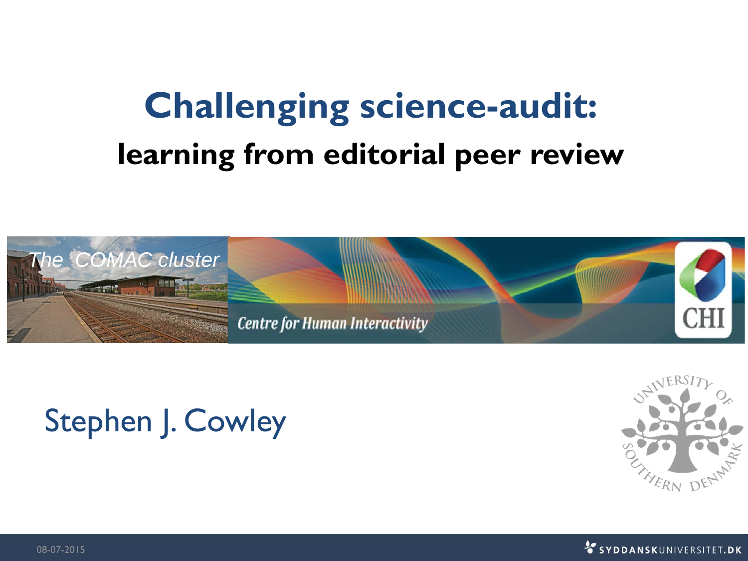# Challenging science-audit:

## learning from editorial peer review

*The COMAC cluster*

Centre for Human Interactivity

CHI

Stephen J. Cowley

08-07-2015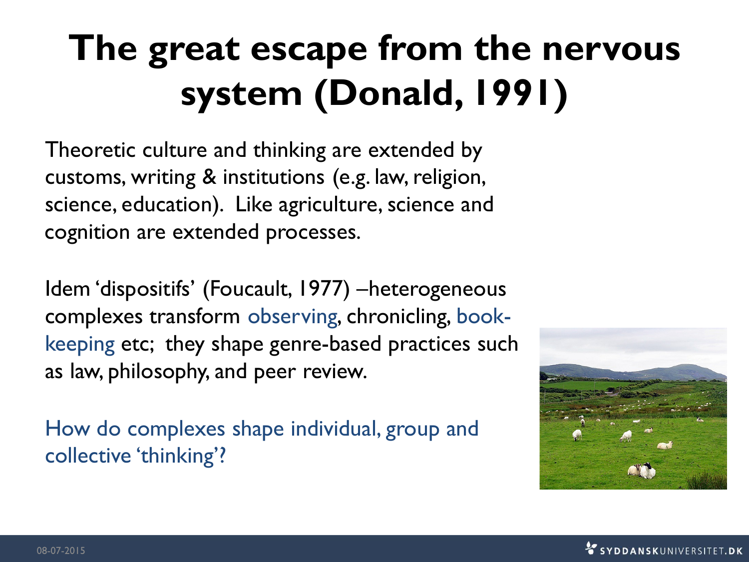# The great escape from the nervous system (Donald, 1991)

Theoretic culture and thinking are extended by customs, writing & institutions (e.g. law, religion, science, education). Like agriculture, science and cognition are extended processes.

Idem 'dispositifs' (Foucault, 1977) –heterogeneous complexes transform observing, chronicling, book-keeping etc; they shape genre-based practices such as law, philosophy, and peer review.

How do complexes shape individual, group and collective 'thinking'?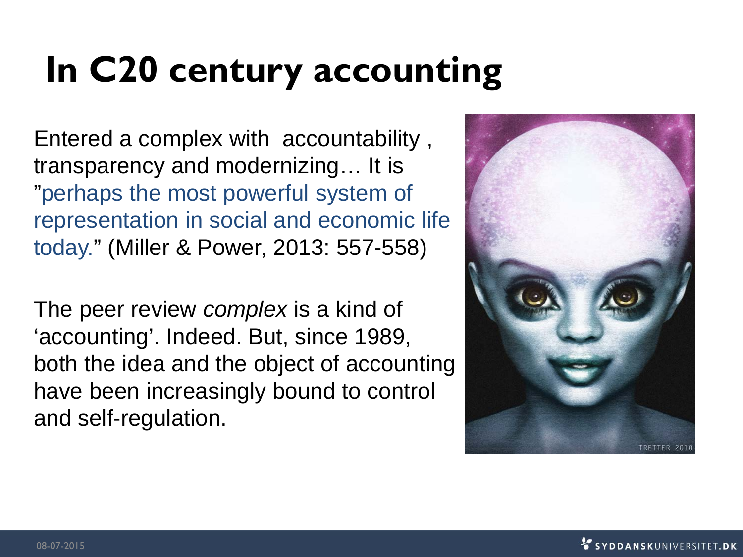# In C20 century accounting

Entered a complex with accountability , transparency and modernizing… It is "perhaps the most powerful system of representation in social and economic life today." (Miller & Power, 2013: 557-558)

The peer review *complex* is a kind of 'accounting'. Indeed. But, since 1989, both the idea and the object of accounting have been increasingly bound to control and self-regulation.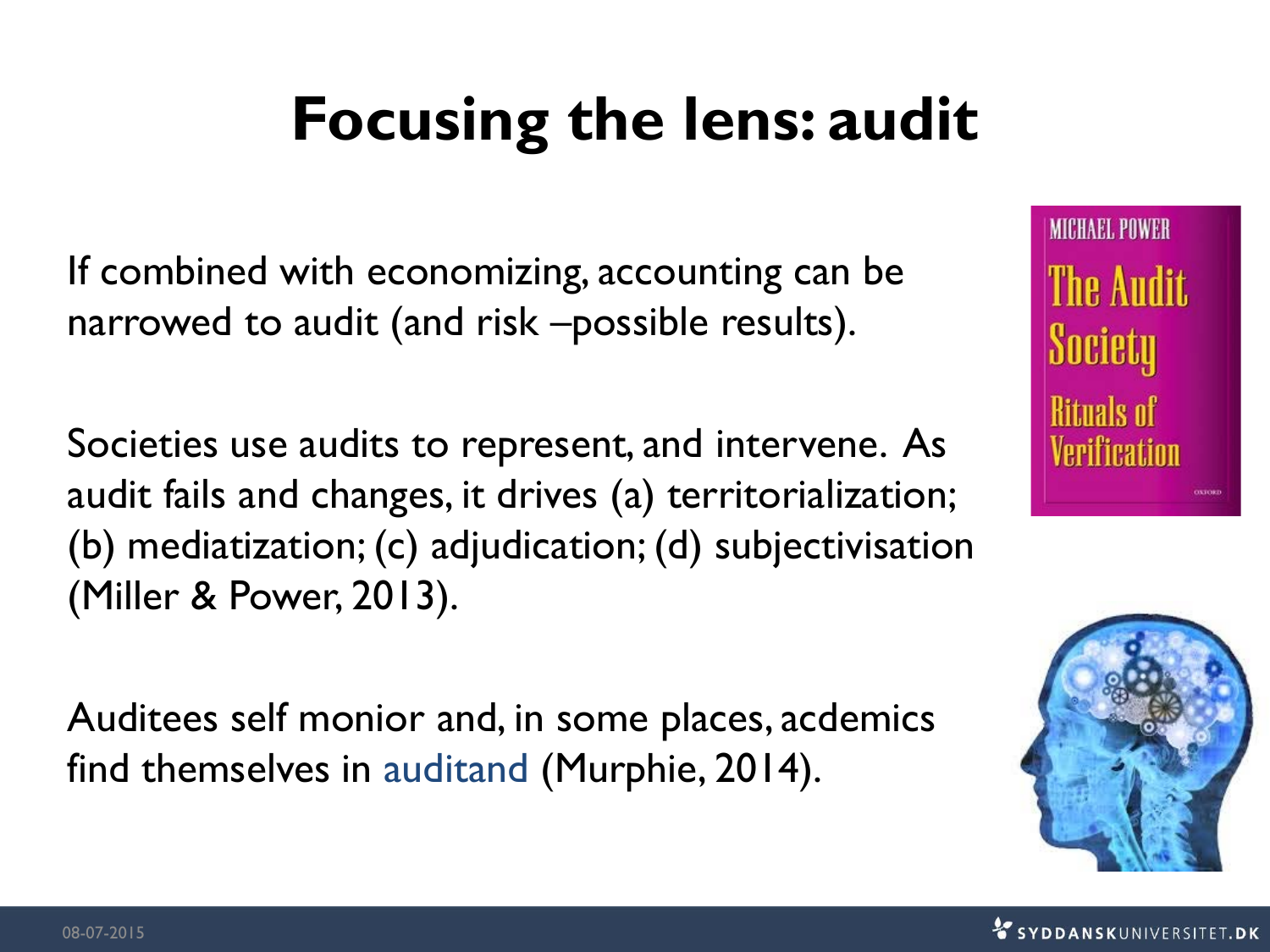# Focusing the lens: audit

If combined with economizing, accounting can be narrowed to audit (and risk –possible results).

Societies use audits to represent, and intervene. As audit fails and changes, it drives (a) territorialization; (b) mediatization; (c) adjudication; (d) subjectivisation (Miller & Power, 2013).

Auditees self monior and, in some places, acdemics find themselves in auditand (Murphie, 2014).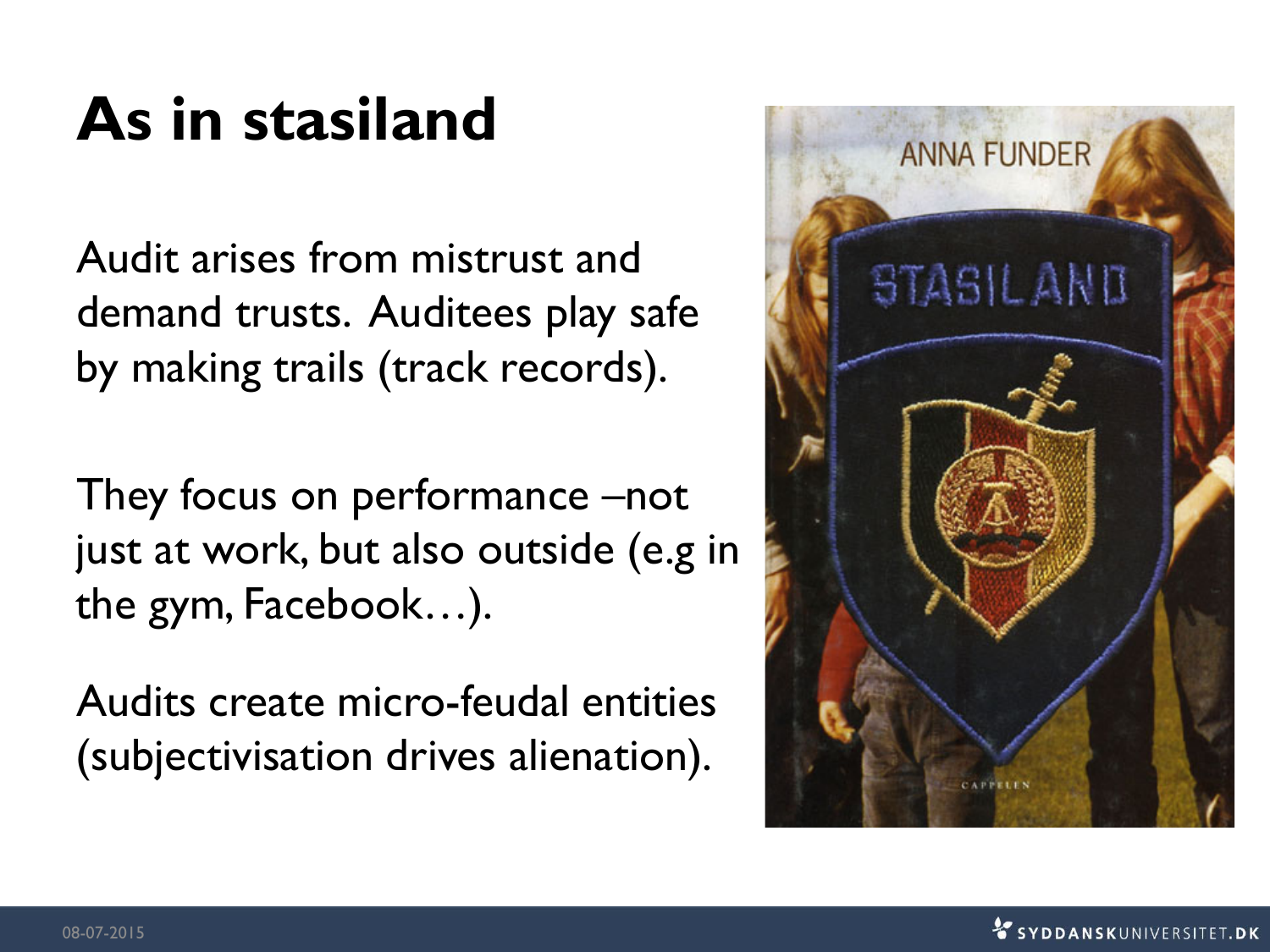# As in stasiland

Audit arises from mistrust and demand trusts. Auditees play safe by making trails (track records).

They focus on performance –not just at work, but also outside (e.g in the gym, Facebook…).

Audits create micro-feudal entities (subjectivisation drives alienation).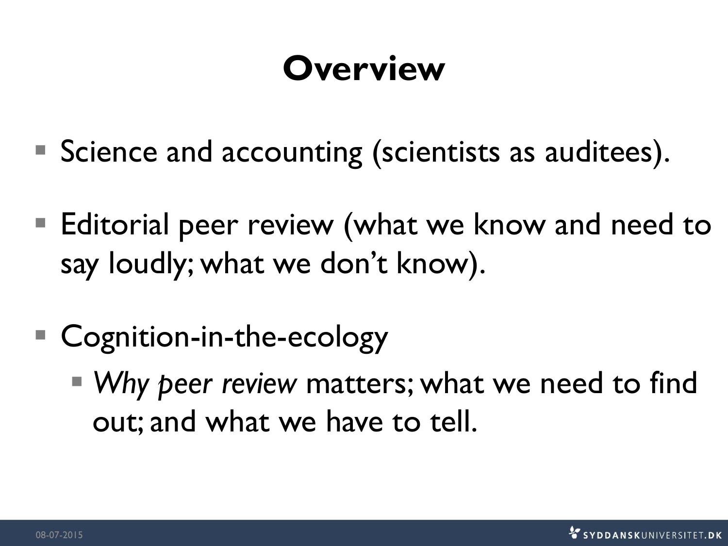# Overview

- Science and accounting (scientists as auditees).
- Editorial peer review (what we know and need to say loudly; what we don't know).
- Cognition-in-the-ecology
  - *Why peer review* matters; what we need to find out; and what we have to tell.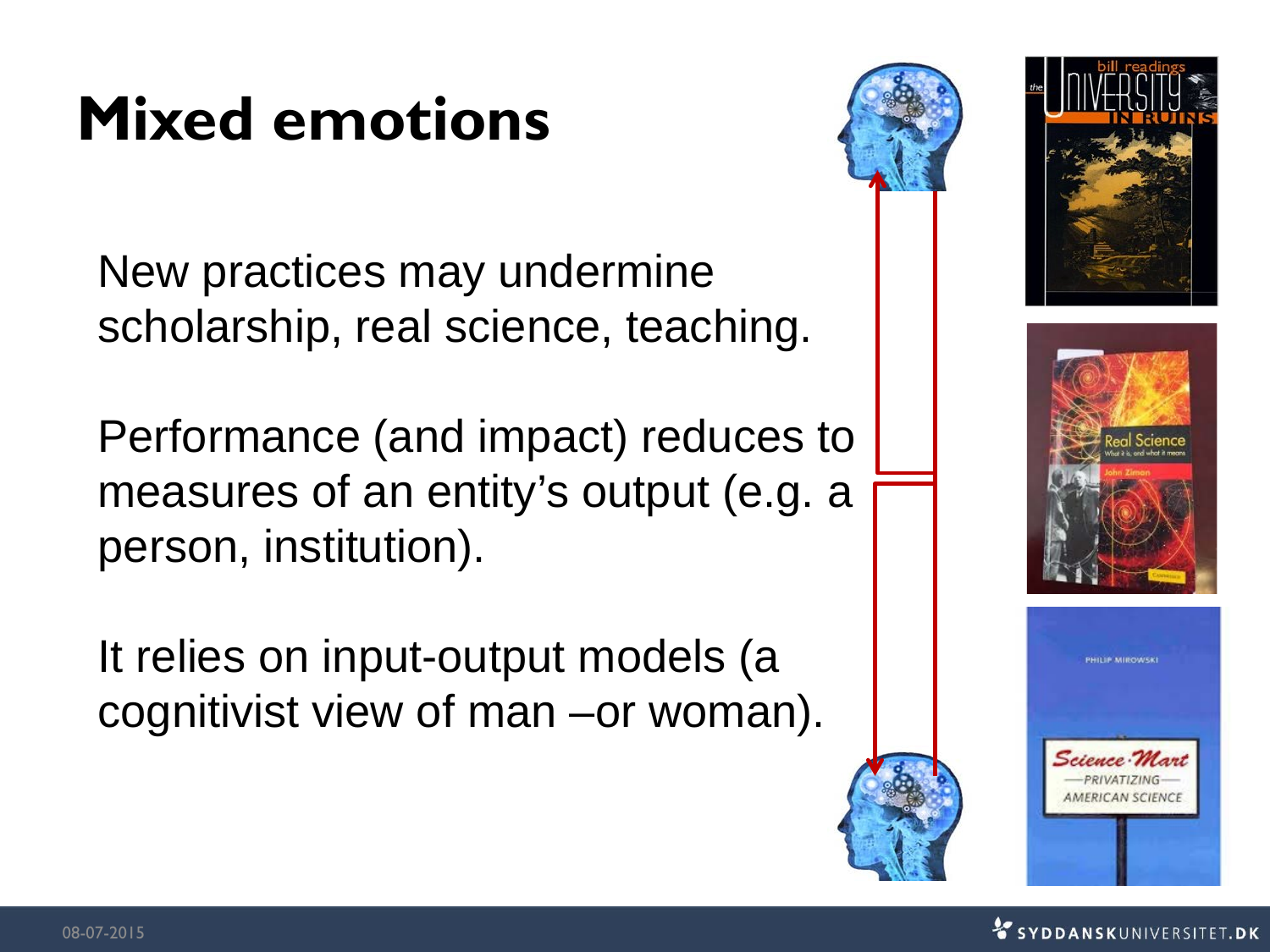# Mixed emotions

New practices may undermine scholarship, real science, teaching.

Performance (and impact) reduces to measures of an entity's output (e.g. a person, institution).

It relies on input-output models (a cognitivist view of man –or woman).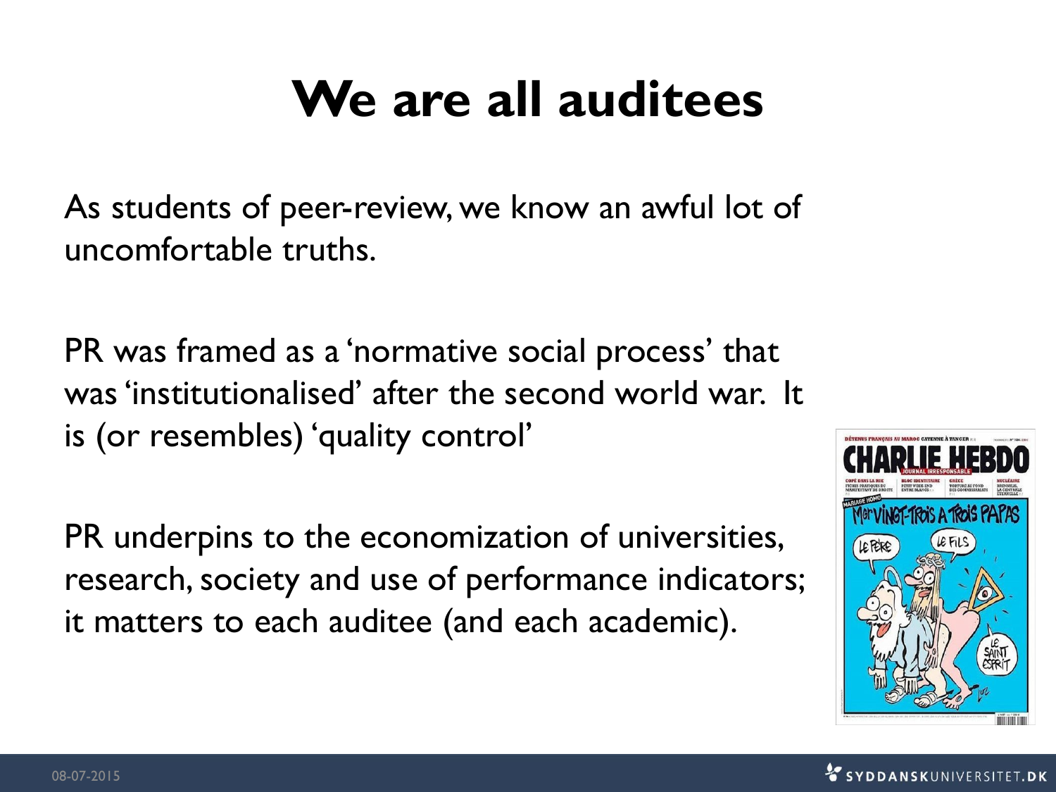# We are all auditees

As students of peer-review, we know an awful lot of uncomfortable truths.

PR was framed as a 'normative social process' that was 'institutionalised' after the second world war. It is (or resembles) 'quality control'

PR underpins to the economization of universities, research, society and use of performance indicators; it matters to each auditee (and each academic).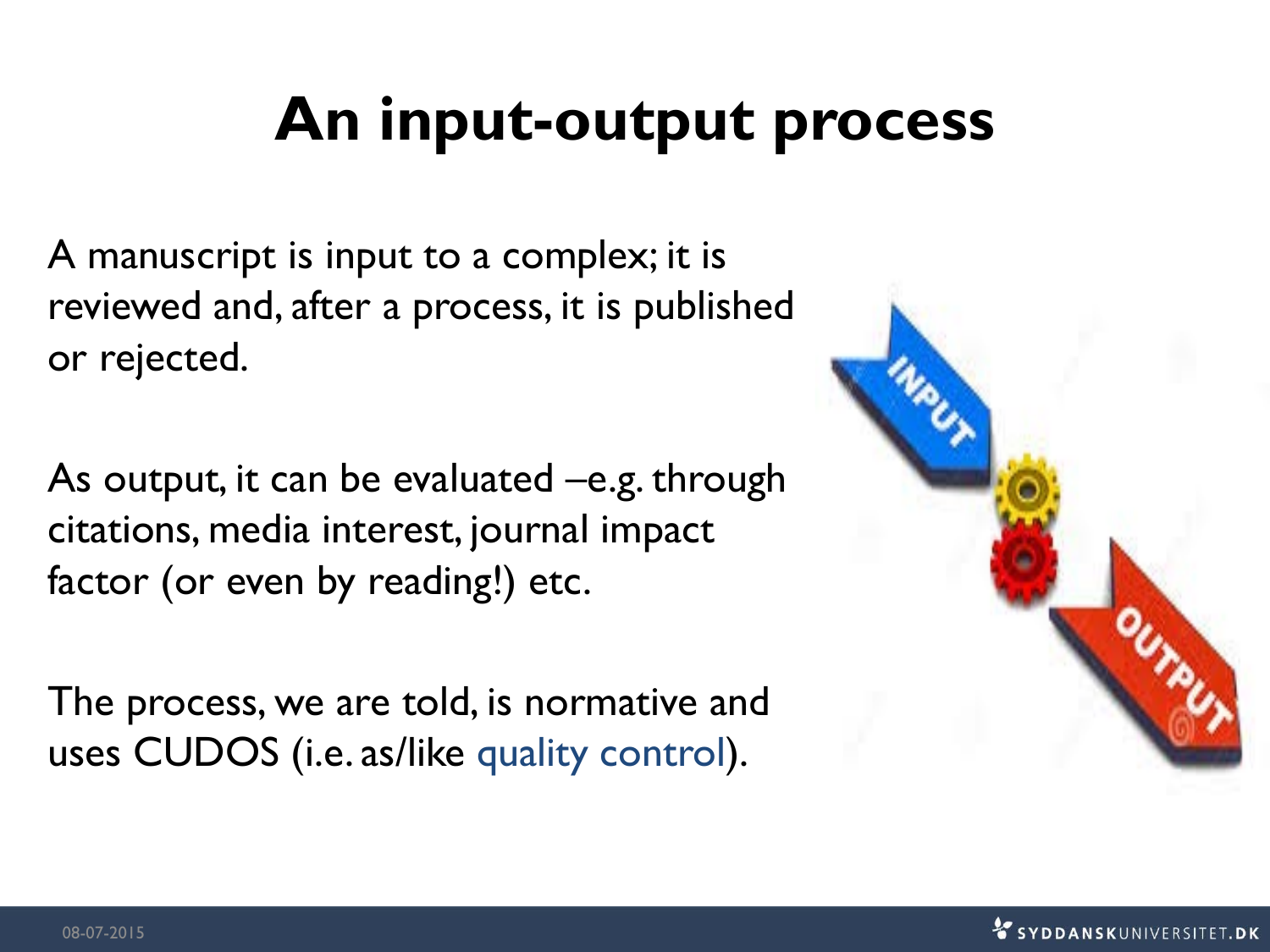# An input-output process

A manuscript is input to a complex; it is reviewed and, after a process, it is published or rejected.

As output, it can be evaluated –e.g. through citations, media interest, journal impact factor (or even by reading!) etc.

The process, we are told, is normative and uses CUDOS (i.e. as/like quality control).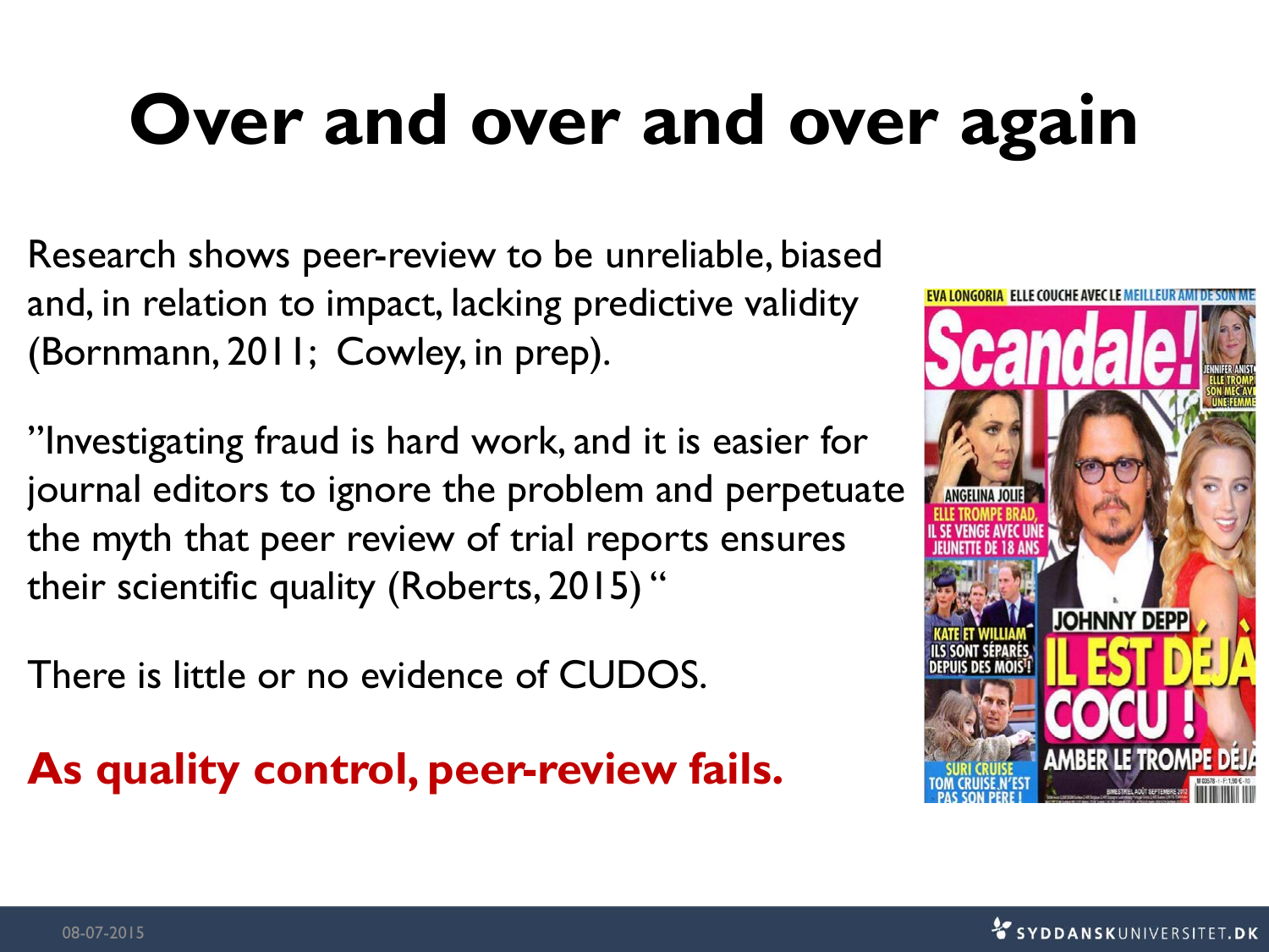# Over and over and over again

Research shows peer-review to be unreliable, biased and, in relation to impact, lacking predictive validity (Bornmann, 2011; Cowley, in prep).

”Investigating fraud is hard work, and it is easier for journal editors to ignore the problem and perpetuate the myth that peer review of trial reports ensures their scientific quality (Roberts, 2015) “

There is little or no evidence of CUDOS.

**As quality control, peer-review fails.**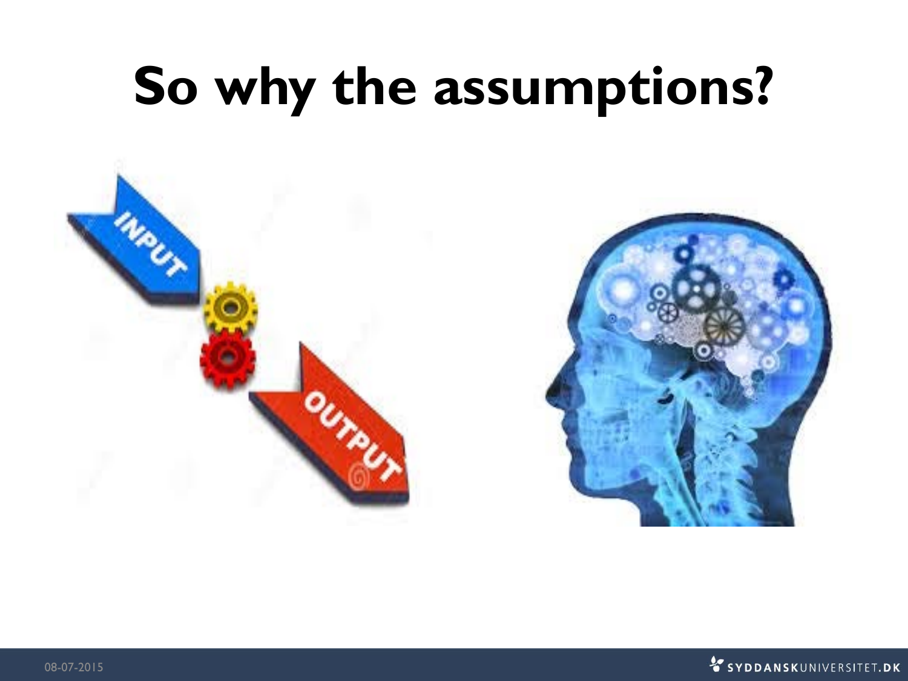# So why the assumptions?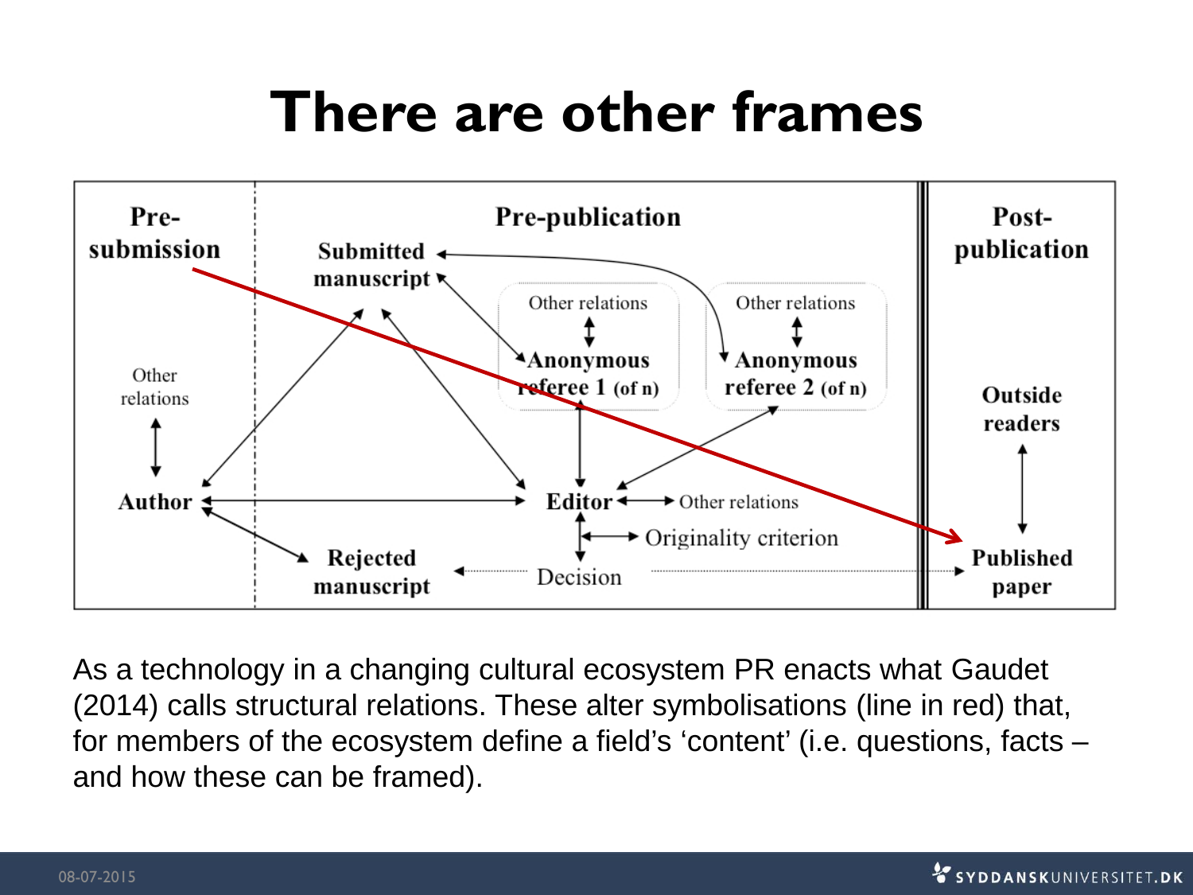# There are other frames

Pre-submission

Pre-publication

Post-publication

Submitted manuscript

Other relations

Anonymous referee 1 (of n)

Other relations

Anonymous referee 2 (of n)

Other relations

Outside readers

Author

Editor

Other relations

Originality criterion

Rejected manuscript

Decision

Published paper

As a technology in a changing cultural ecosystem PR enacts what Gaudet (2014) calls structural relations. These alter symbolisations (line in red) that, for members of the ecosystem define a field's 'content' (i.e. questions, facts – and how these can be framed).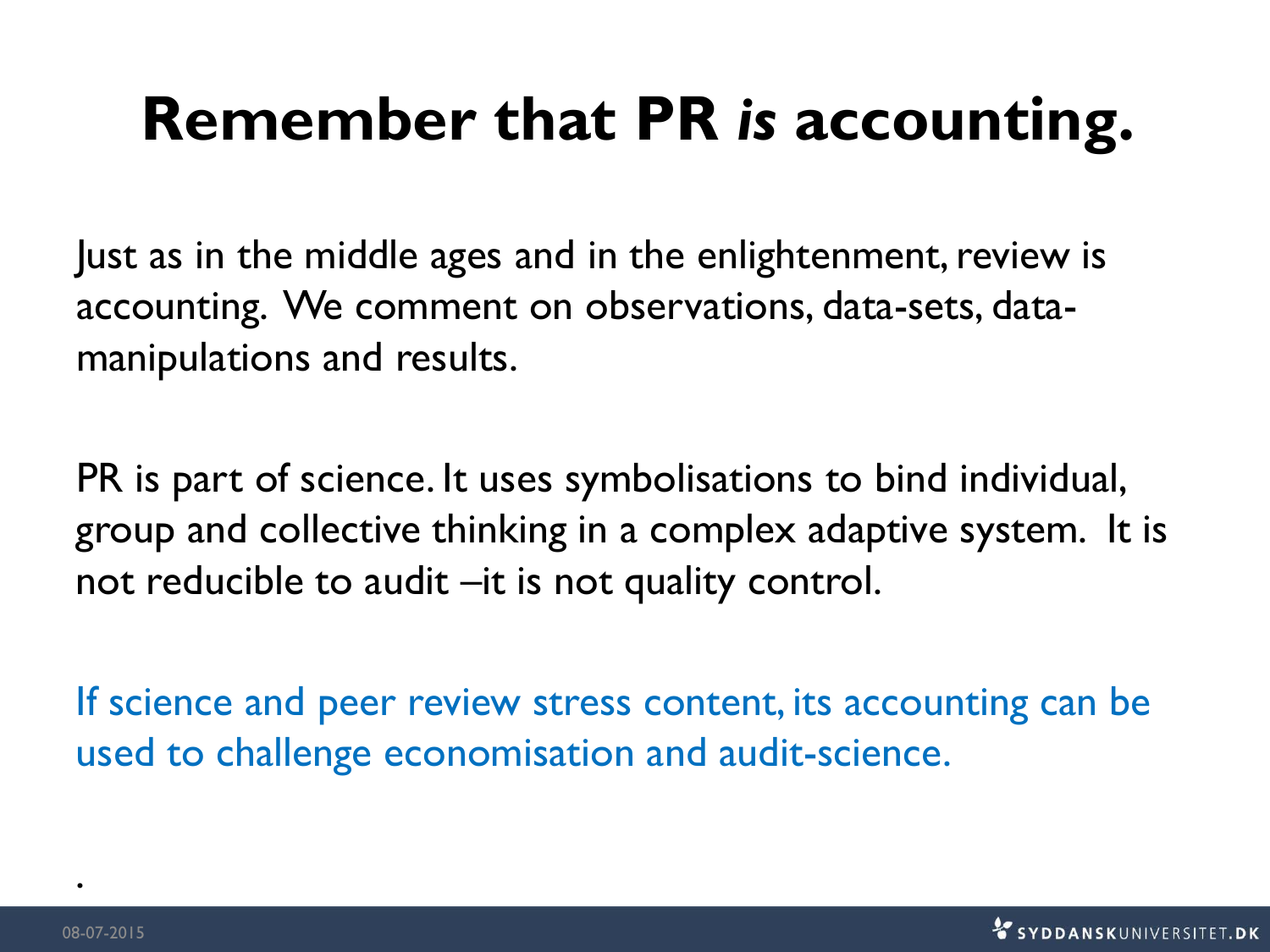# Remember that PR *is* accounting.

Just as in the middle ages and in the enlightenment, review is accounting. We comment on observations, data-sets, data-manipulations and results.

PR is part of science. It uses symbolisations to bind individual, group and collective thinking in a complex adaptive system. It is not reducible to audit –it is not quality control.

If science and peer review stress content, its accounting can be used to challenge economisation and audit-science.

.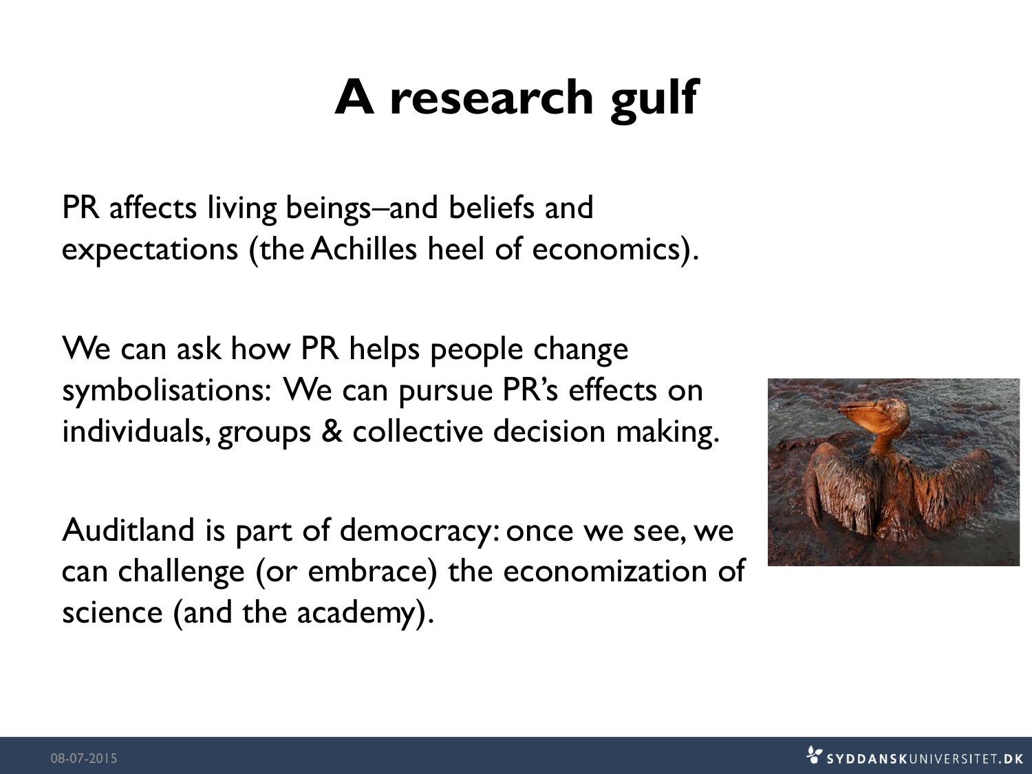# A research gulf

PR affects living beings–and beliefs and expectations (the Achilles heel of economics).

We can ask how PR helps people change symbolisations: We can pursue PR's effects on individuals, groups & collective decision making.

Auditland is part of democracy: once we see, we can challenge (or embrace) the economization of science (and the academy).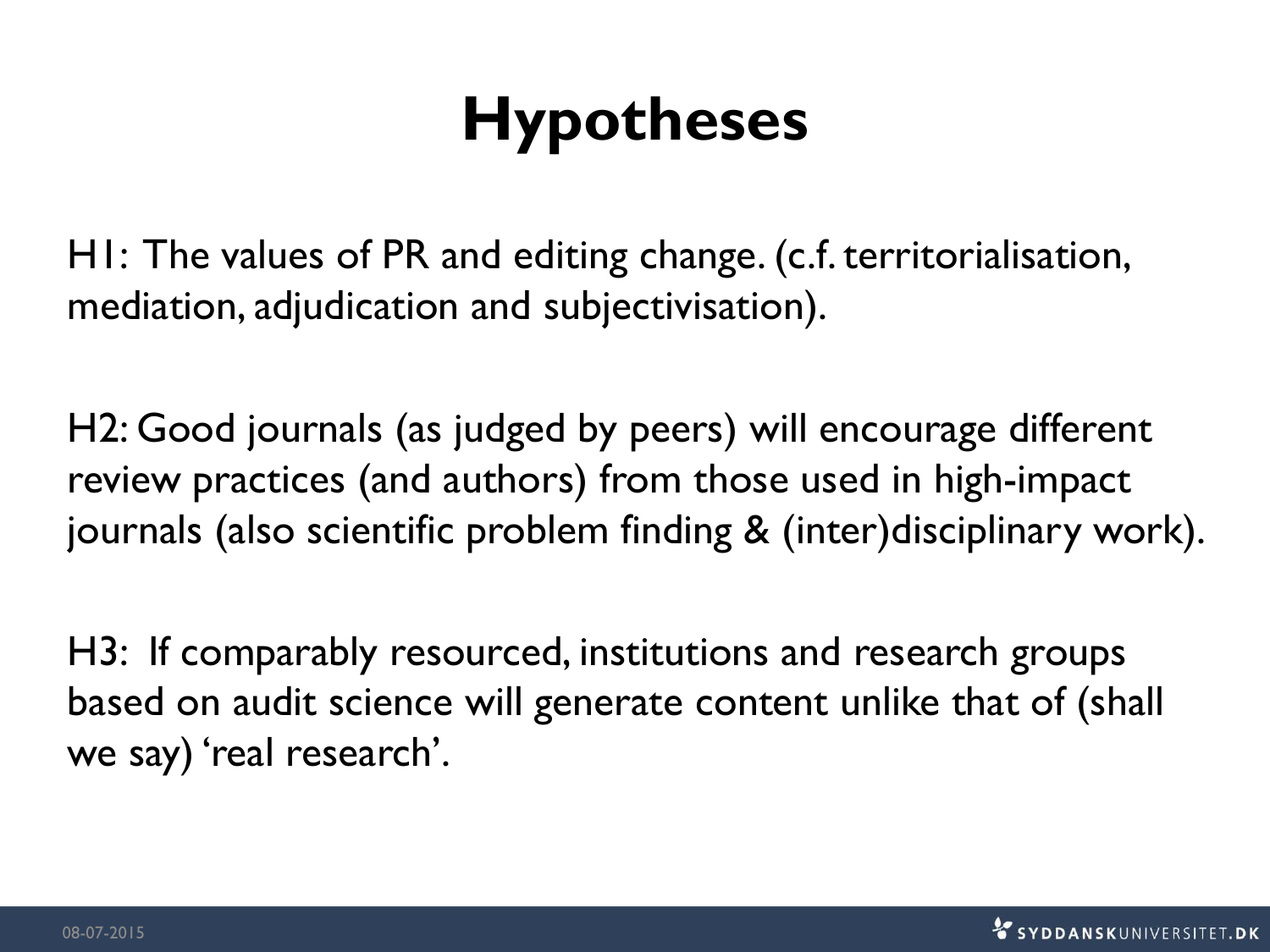# Hypotheses

H1: The values of PR and editing change. (c.f. territorialisation, mediation, adjudication and subjectivisation).

H2: Good journals (as judged by peers) will encourage different review practices (and authors) from those used in high-impact journals (also scientific problem finding & (inter)disciplinary work).

H3: If comparably resourced, institutions and research groups based on audit science will generate content unlike that of (shall we say) 'real research'.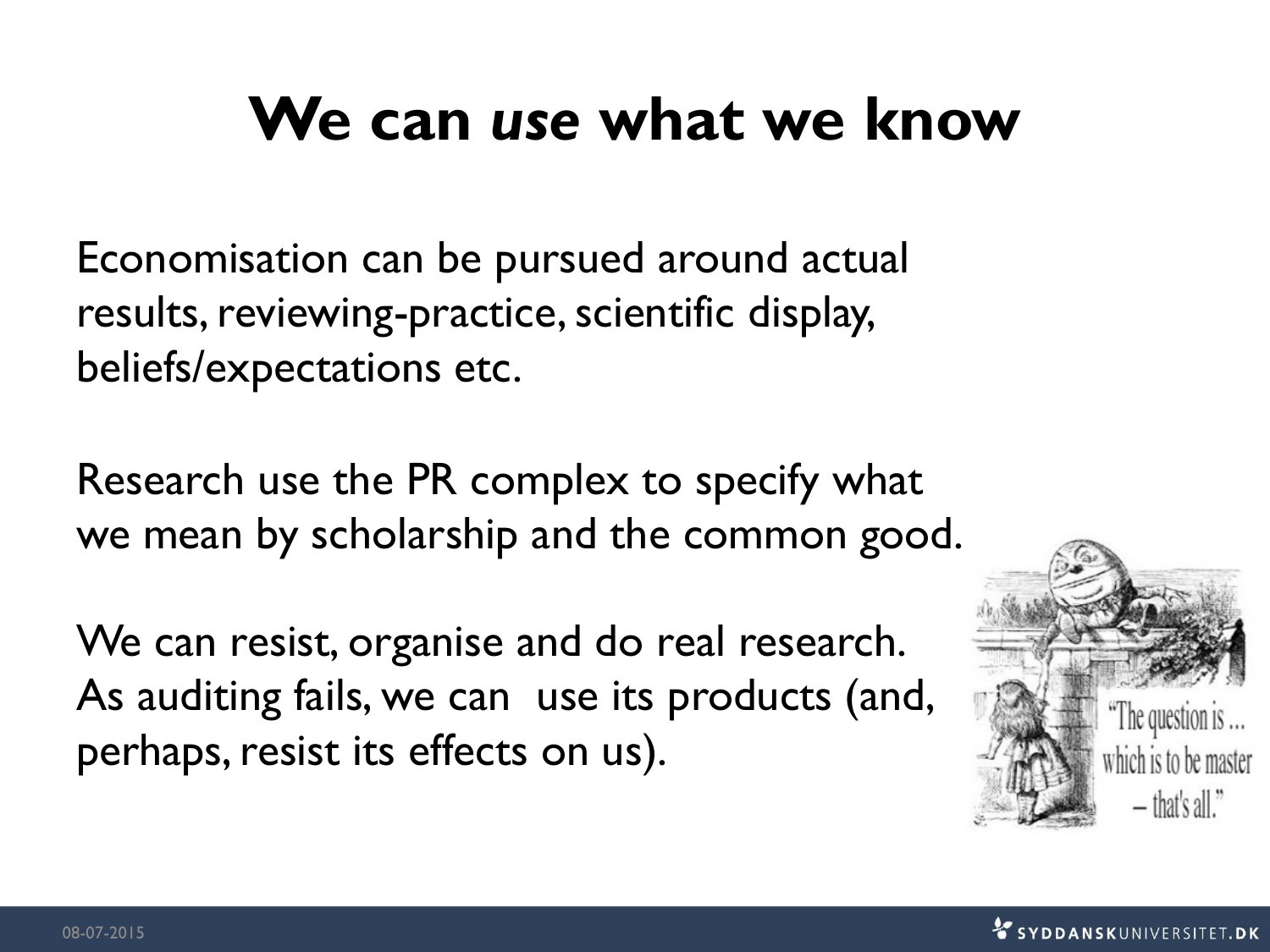# We can *use* what we know

Economisation can be pursued around actual results, reviewing-practice, scientific display, beliefs/expectations etc.

Research use the PR complex to specify what we mean by scholarship and the common good.

We can resist, organise and do real research. As auditing fails, we can use its products (and, perhaps, resist its effects on us).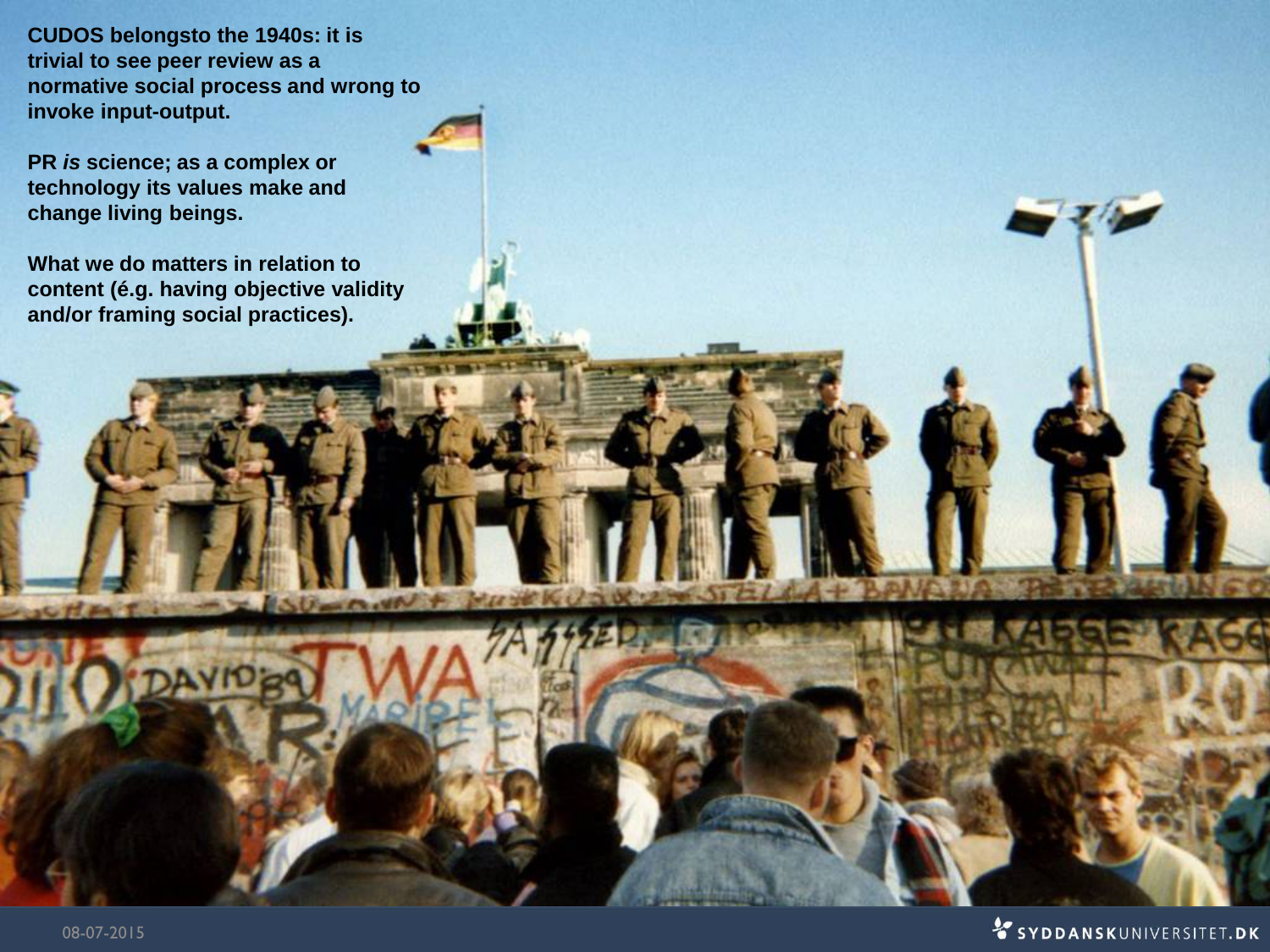**CUDOS belongsto the 1940s: it is trivial to see peer review as a normative social process and wrong to invoke input-output.**

**PR *is* science; as a complex or technology its values make and change living beings.**

**What we do matters in relation to content (é.g. having objective validity and/or framing social practices).**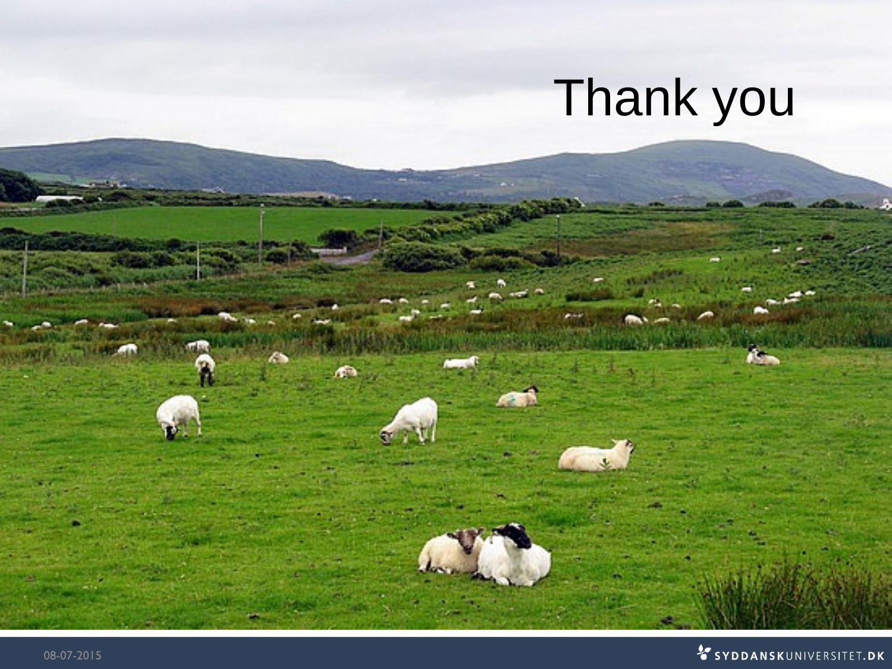# Thank you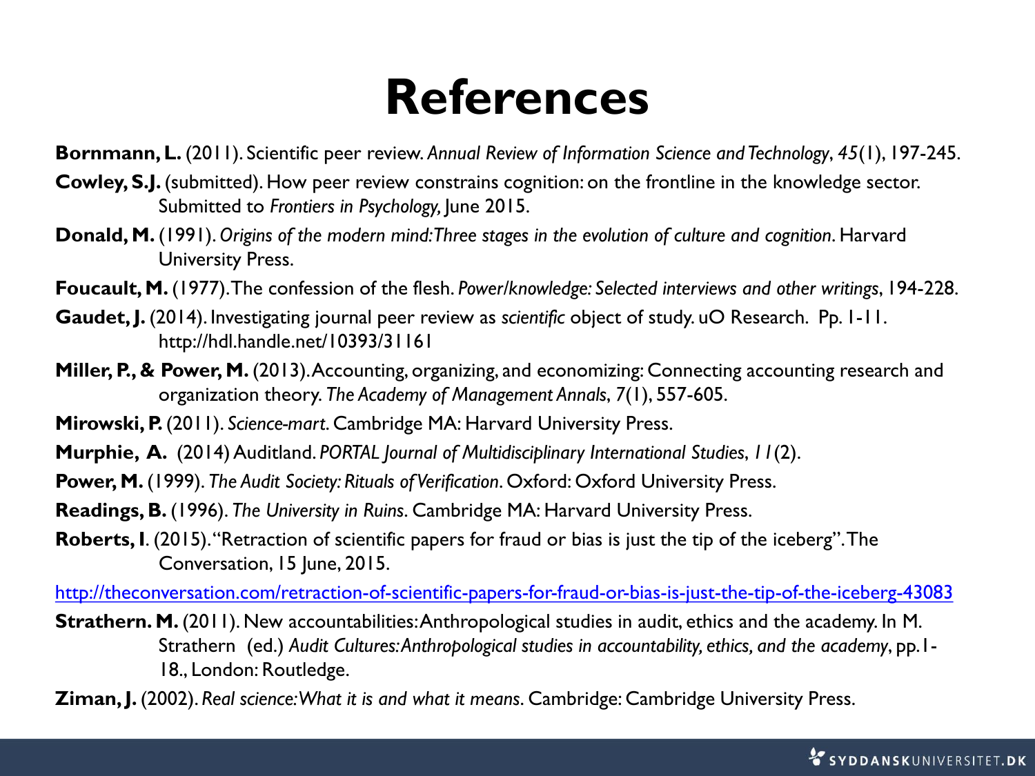# References

**Bornmann, L.** (2011). Scientific peer review. *Annual Review of Information Science and Technology*, *45*(1), 197-245.

**Cowley, S.J.** (submitted). How peer review constrains cognition: on the frontline in the knowledge sector. Submitted to *Frontiers in Psychology,* June 2015.

**Donald, M.** (1991). *Origins of the modern mind: Three stages in the evolution of culture and cognition*. Harvard University Press.

**Foucault, M.** (1977). The confession of the flesh. *Power/knowledge: Selected interviews and other writings*, 194-228.

**Gaudet, J.** (2014). Investigating journal peer review as *scientific* object of study. uO Research. Pp. 1-11. http://hdl.handle.net/10393/31161

**Miller, P., & Power, M.** (2013). Accounting, organizing, and economizing: Connecting accounting research and organization theory. *The Academy of Management Annals*, *7*(1), 557-605.

**Mirowski, P.** (2011). *Science-mart*. Cambridge MA: Harvard University Press.

**Murphie, A.** (2014) Auditland. *PORTAL Journal of Multidisciplinary International Studies*, *11*(2).

**Power, M.** (1999). *The Audit Society: Rituals of Verification*. Oxford: Oxford University Press.

**Readings, B.** (1996). *The University in Ruins*. Cambridge MA: Harvard University Press.

**Roberts, I**. (2015). "Retraction of scientific papers for fraud or bias is just the tip of the iceberg". The Conversation, 15 June, 2015.

http://theconversation.com/retraction-of-scientific-papers-for-fraud-or-bias-is-just-the-tip-of-the-iceberg-43083

**Strathern. M.** (2011). New accountabilities: Anthropological studies in audit, ethics and the academy. In M. Strathern (ed.) *Audit Cultures: Anthropological studies in accountability, ethics, and the academy*, pp.1-18., London: Routledge.

**Ziman, J.** (2002). *Real science: What it is and what it means*. Cambridge: Cambridge University Press.